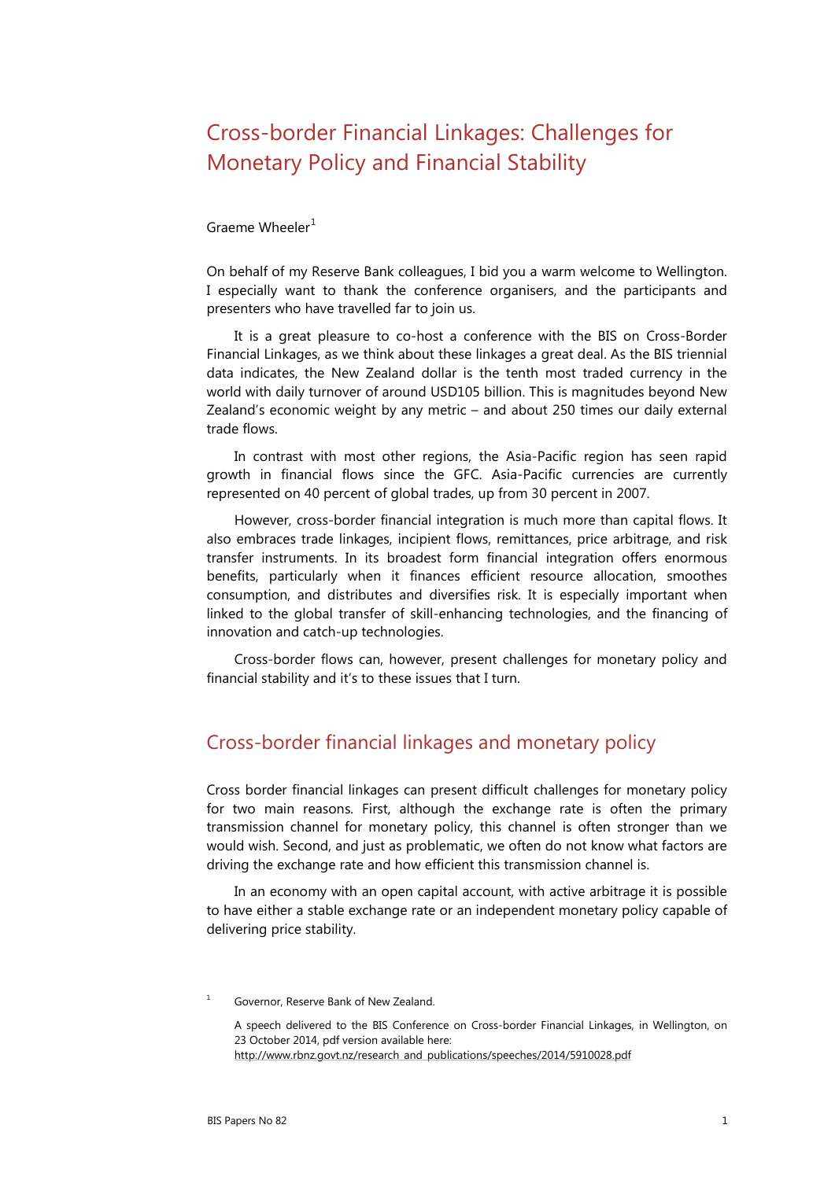# Cross-border Financial Linkages: Challenges for Monetary Policy and Financial Stability

Graeme Wheeler[1]

On behalf of my Reserve Bank colleagues, I bid you a warm welcome to Wellington. I especially want to thank the conference organisers, and the participants and presenters who have travelled far to join us.

It is a great pleasure to co-host a conference with the BIS on Cross-Border Financial Linkages, as we think about these linkages a great deal. As the BIS triennial data indicates, the New Zealand dollar is the tenth most traded currency in the world with daily turnover of around USD105 billion. This is magnitudes beyond New Zealand's economic weight by any metric – and about 250 times our daily external trade flows.

In contrast with most other regions, the Asia-Pacific region has seen rapid growth in financial flows since the GFC. Asia-Pacific currencies are currently represented on 40 percent of global trades, up from 30 percent in 2007.

However, cross-border financial integration is much more than capital flows. It also embraces trade linkages, incipient flows, remittances, price arbitrage, and risk transfer instruments. In its broadest form financial integration offers enormous benefits, particularly when it finances efficient resource allocation, smoothes consumption, and distributes and diversifies risk. It is especially important when linked to the global transfer of skill-enhancing technologies, and the financing of innovation and catch-up technologies.

Cross-border flows can, however, present challenges for monetary policy and financial stability and it's to these issues that I turn.

## Cross-border financial linkages and monetary policy

Cross border financial linkages can present difficult challenges for monetary policy for two main reasons. First, although the exchange rate is often the primary transmission channel for monetary policy, this channel is often stronger than we would wish. Second, and just as problematic, we often do not know what factors are driving the exchange rate and how efficient this transmission channel is.

In an economy with an open capital account, with active arbitrage it is possible to have either a stable exchange rate or an independent monetary policy capable of delivering price stability.

[1] Governor, Reserve Bank of New Zealand.

A speech delivered to the BIS Conference on Cross-border Financial Linkages, in Wellington, on 23 October 2014, pdf version available here: http://www.rbnz.govt.nz/research_and_publications/speeches/2014/5910028.pdf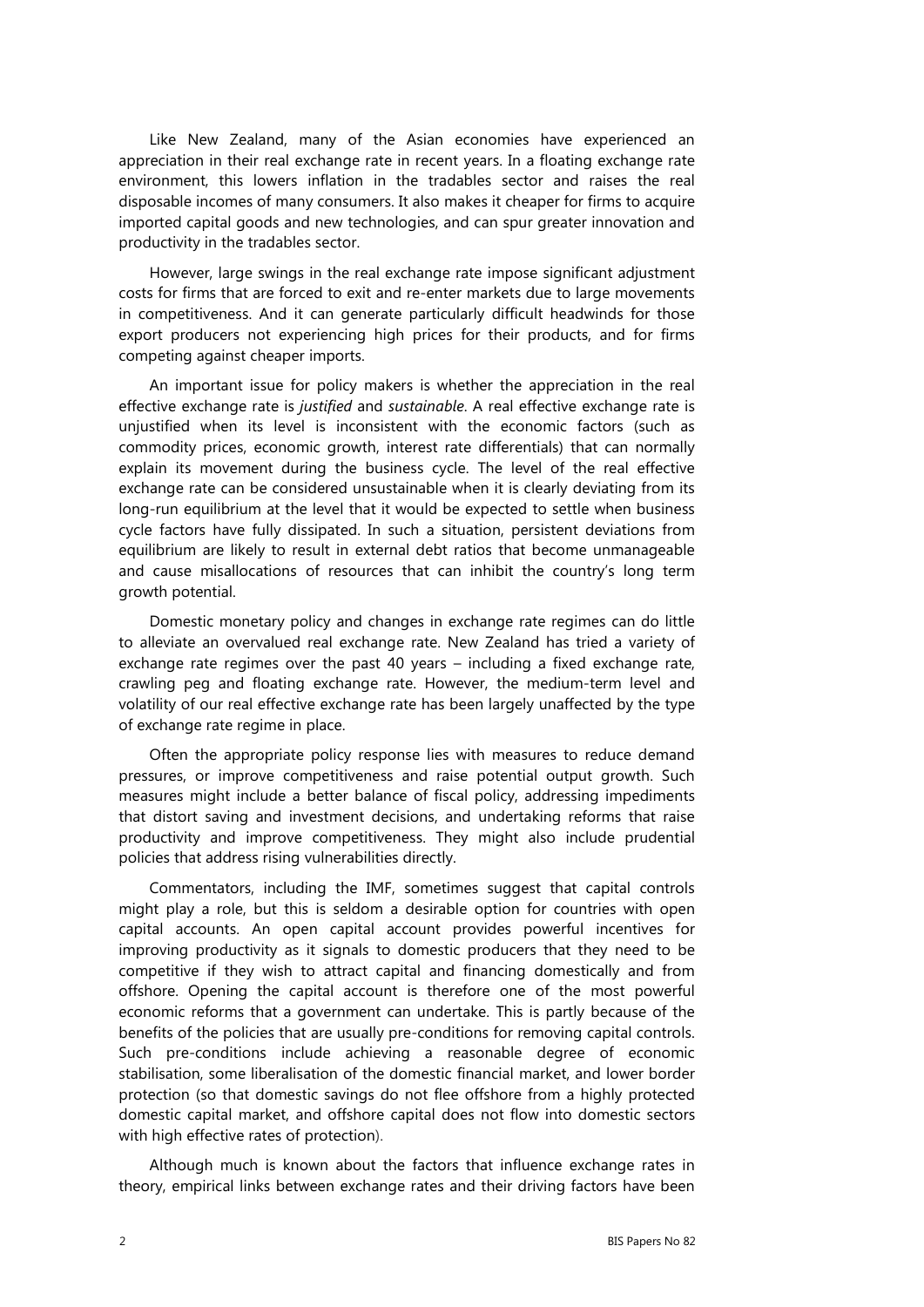Like New Zealand, many of the Asian economies have experienced an appreciation in their real exchange rate in recent years. In a floating exchange rate environment, this lowers inflation in the tradables sector and raises the real disposable incomes of many consumers. It also makes it cheaper for firms to acquire imported capital goods and new technologies, and can spur greater innovation and productivity in the tradables sector.

However, large swings in the real exchange rate impose significant adjustment costs for firms that are forced to exit and re-enter markets due to large movements in competitiveness. And it can generate particularly difficult headwinds for those export producers not experiencing high prices for their products, and for firms competing against cheaper imports.

An important issue for policy makers is whether the appreciation in the real effective exchange rate is *justified* and *sustainable*. A real effective exchange rate is unjustified when its level is inconsistent with the economic factors (such as commodity prices, economic growth, interest rate differentials) that can normally explain its movement during the business cycle. The level of the real effective exchange rate can be considered unsustainable when it is clearly deviating from its long-run equilibrium at the level that it would be expected to settle when business cycle factors have fully dissipated. In such a situation, persistent deviations from equilibrium are likely to result in external debt ratios that become unmanageable and cause misallocations of resources that can inhibit the country's long term growth potential.

Domestic monetary policy and changes in exchange rate regimes can do little to alleviate an overvalued real exchange rate. New Zealand has tried a variety of exchange rate regimes over the past 40 years – including a fixed exchange rate, crawling peg and floating exchange rate. However, the medium-term level and volatility of our real effective exchange rate has been largely unaffected by the type of exchange rate regime in place.

Often the appropriate policy response lies with measures to reduce demand pressures, or improve competitiveness and raise potential output growth. Such measures might include a better balance of fiscal policy, addressing impediments that distort saving and investment decisions, and undertaking reforms that raise productivity and improve competitiveness. They might also include prudential policies that address rising vulnerabilities directly.

Commentators, including the IMF, sometimes suggest that capital controls might play a role, but this is seldom a desirable option for countries with open capital accounts. An open capital account provides powerful incentives for improving productivity as it signals to domestic producers that they need to be competitive if they wish to attract capital and financing domestically and from offshore. Opening the capital account is therefore one of the most powerful economic reforms that a government can undertake. This is partly because of the benefits of the policies that are usually pre-conditions for removing capital controls. Such pre-conditions include achieving a reasonable degree of economic stabilisation, some liberalisation of the domestic financial market, and lower border protection (so that domestic savings do not flee offshore from a highly protected domestic capital market, and offshore capital does not flow into domestic sectors with high effective rates of protection).

Although much is known about the factors that influence exchange rates in theory, empirical links between exchange rates and their driving factors have been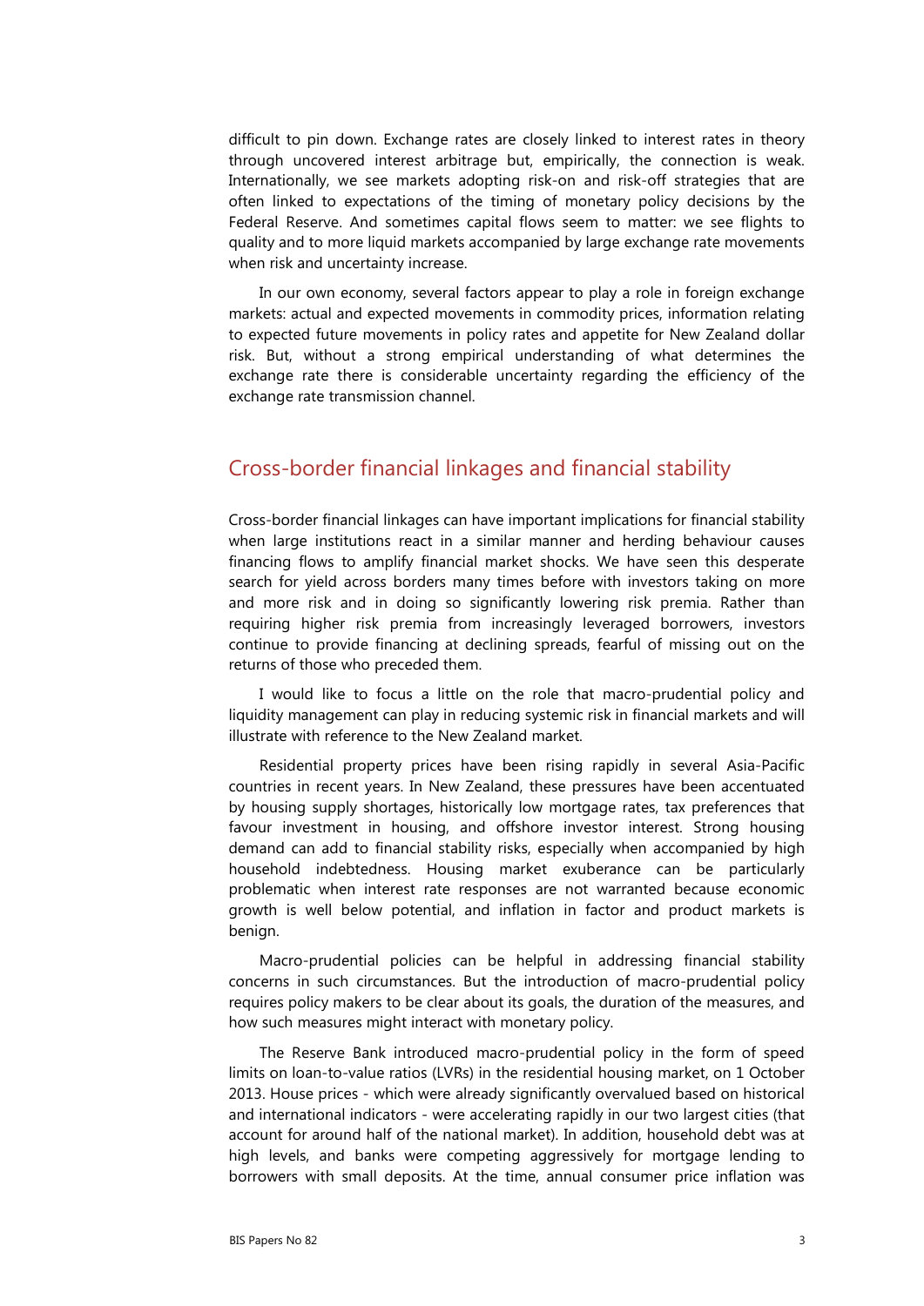difficult to pin down. Exchange rates are closely linked to interest rates in theory through uncovered interest arbitrage but, empirically, the connection is weak. Internationally, we see markets adopting risk-on and risk-off strategies that are often linked to expectations of the timing of monetary policy decisions by the Federal Reserve. And sometimes capital flows seem to matter: we see flights to quality and to more liquid markets accompanied by large exchange rate movements when risk and uncertainty increase.

In our own economy, several factors appear to play a role in foreign exchange markets: actual and expected movements in commodity prices, information relating to expected future movements in policy rates and appetite for New Zealand dollar risk. But, without a strong empirical understanding of what determines the exchange rate there is considerable uncertainty regarding the efficiency of the exchange rate transmission channel.

## Cross-border financial linkages and financial stability

Cross-border financial linkages can have important implications for financial stability when large institutions react in a similar manner and herding behaviour causes financing flows to amplify financial market shocks. We have seen this desperate search for yield across borders many times before with investors taking on more and more risk and in doing so significantly lowering risk premia. Rather than requiring higher risk premia from increasingly leveraged borrowers, investors continue to provide financing at declining spreads, fearful of missing out on the returns of those who preceded them.

I would like to focus a little on the role that macro-prudential policy and liquidity management can play in reducing systemic risk in financial markets and will illustrate with reference to the New Zealand market.

Residential property prices have been rising rapidly in several Asia-Pacific countries in recent years. In New Zealand, these pressures have been accentuated by housing supply shortages, historically low mortgage rates, tax preferences that favour investment in housing, and offshore investor interest. Strong housing demand can add to financial stability risks, especially when accompanied by high household indebtedness. Housing market exuberance can be particularly problematic when interest rate responses are not warranted because economic growth is well below potential, and inflation in factor and product markets is benign.

Macro-prudential policies can be helpful in addressing financial stability concerns in such circumstances. But the introduction of macro-prudential policy requires policy makers to be clear about its goals, the duration of the measures, and how such measures might interact with monetary policy.

The Reserve Bank introduced macro-prudential policy in the form of speed limits on loan-to-value ratios (LVRs) in the residential housing market, on 1 October 2013. House prices - which were already significantly overvalued based on historical and international indicators - were accelerating rapidly in our two largest cities (that account for around half of the national market). In addition, household debt was at high levels, and banks were competing aggressively for mortgage lending to borrowers with small deposits. At the time, annual consumer price inflation was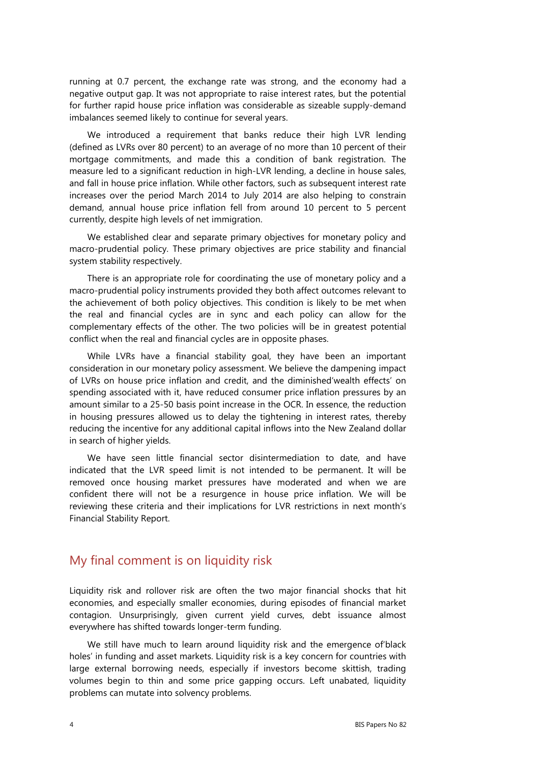running at 0.7 percent, the exchange rate was strong, and the economy had a negative output gap. It was not appropriate to raise interest rates, but the potential for further rapid house price inflation was considerable as sizeable supply-demand imbalances seemed likely to continue for several years.

We introduced a requirement that banks reduce their high LVR lending (defined as LVRs over 80 percent) to an average of no more than 10 percent of their mortgage commitments, and made this a condition of bank registration. The measure led to a significant reduction in high-LVR lending, a decline in house sales, and fall in house price inflation. While other factors, such as subsequent interest rate increases over the period March 2014 to July 2014 are also helping to constrain demand, annual house price inflation fell from around 10 percent to 5 percent currently, despite high levels of net immigration.

We established clear and separate primary objectives for monetary policy and macro-prudential policy. These primary objectives are price stability and financial system stability respectively.

There is an appropriate role for coordinating the use of monetary policy and a macro-prudential policy instruments provided they both affect outcomes relevant to the achievement of both policy objectives. This condition is likely to be met when the real and financial cycles are in sync and each policy can allow for the complementary effects of the other. The two policies will be in greatest potential conflict when the real and financial cycles are in opposite phases.

While LVRs have a financial stability goal, they have been an important consideration in our monetary policy assessment. We believe the dampening impact of LVRs on house price inflation and credit, and the diminished'wealth effects' on spending associated with it, have reduced consumer price inflation pressures by an amount similar to a 25-50 basis point increase in the OCR. In essence, the reduction in housing pressures allowed us to delay the tightening in interest rates, thereby reducing the incentive for any additional capital inflows into the New Zealand dollar in search of higher yields.

We have seen little financial sector disintermediation to date, and have indicated that the LVR speed limit is not intended to be permanent. It will be removed once housing market pressures have moderated and when we are confident there will not be a resurgence in house price inflation. We will be reviewing these criteria and their implications for LVR restrictions in next month's Financial Stability Report.

## My final comment is on liquidity risk

Liquidity risk and rollover risk are often the two major financial shocks that hit economies, and especially smaller economies, during episodes of financial market contagion. Unsurprisingly, given current yield curves, debt issuance almost everywhere has shifted towards longer-term funding.

We still have much to learn around liquidity risk and the emergence of'black holes' in funding and asset markets. Liquidity risk is a key concern for countries with large external borrowing needs, especially if investors become skittish, trading volumes begin to thin and some price gapping occurs. Left unabated, liquidity problems can mutate into solvency problems.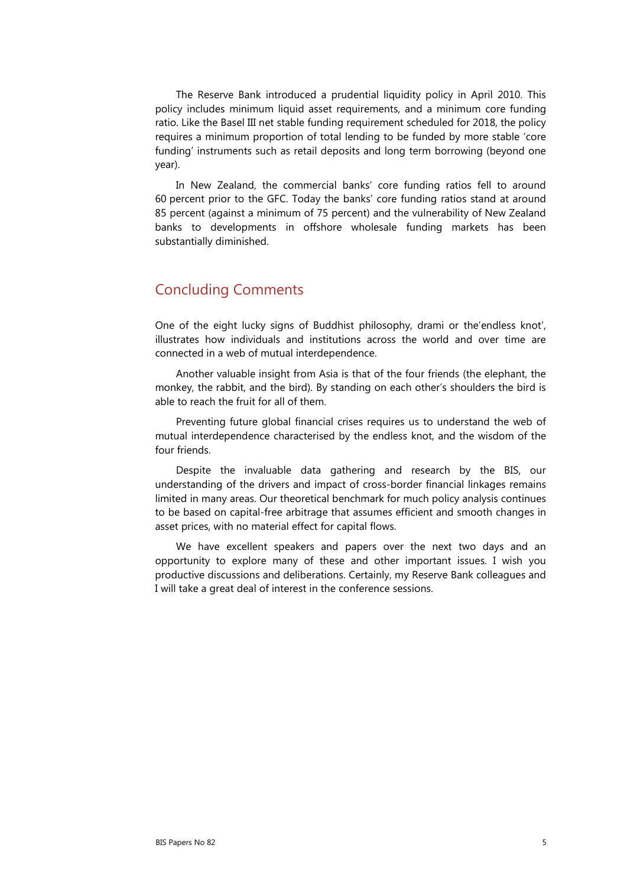The Reserve Bank introduced a prudential liquidity policy in April 2010. This policy includes minimum liquid asset requirements, and a minimum core funding ratio. Like the Basel III net stable funding requirement scheduled for 2018, the policy requires a minimum proportion of total lending to be funded by more stable 'core funding' instruments such as retail deposits and long term borrowing (beyond one year).

In New Zealand, the commercial banks' core funding ratios fell to around 60 percent prior to the GFC. Today the banks' core funding ratios stand at around 85 percent (against a minimum of 75 percent) and the vulnerability of New Zealand banks to developments in offshore wholesale funding markets has been substantially diminished.

## Concluding Comments

One of the eight lucky signs of Buddhist philosophy, drami or the'endless knot', illustrates how individuals and institutions across the world and over time are connected in a web of mutual interdependence.

Another valuable insight from Asia is that of the four friends (the elephant, the monkey, the rabbit, and the bird). By standing on each other's shoulders the bird is able to reach the fruit for all of them.

Preventing future global financial crises requires us to understand the web of mutual interdependence characterised by the endless knot, and the wisdom of the four friends.

Despite the invaluable data gathering and research by the BIS, our understanding of the drivers and impact of cross-border financial linkages remains limited in many areas. Our theoretical benchmark for much policy analysis continues to be based on capital-free arbitrage that assumes efficient and smooth changes in asset prices, with no material effect for capital flows.

We have excellent speakers and papers over the next two days and an opportunity to explore many of these and other important issues. I wish you productive discussions and deliberations. Certainly, my Reserve Bank colleagues and I will take a great deal of interest in the conference sessions.